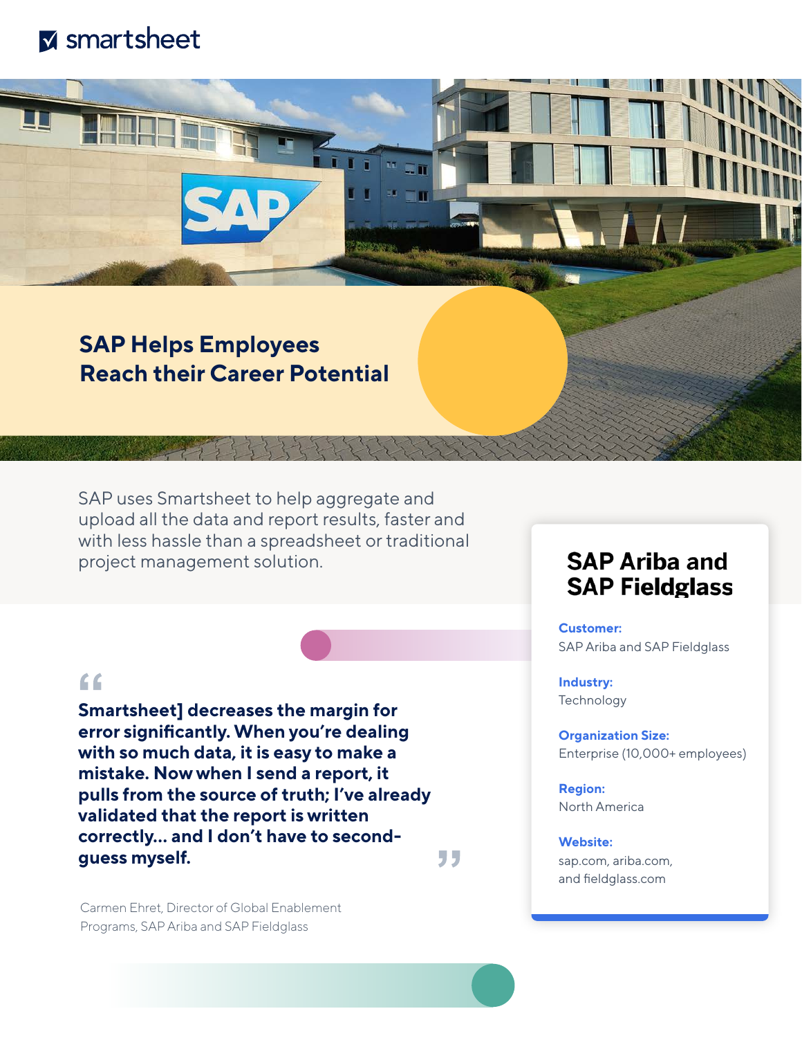smartsheet

# SAP Helps Employees Reach their Career Potential

SAP uses Smartsheet to help aggregate and upload all the data and report results, faster and with less hassle than a spreadsheet or traditional project management solution.

> **Smartsheet] decreases the margin for error significantly. When you're dealing with so much data, it is easy to make a mistake. Now when I send a report, it pulls from the source of truth; I've already validated that the report is written correctly... and I don't have to second-guess myself.**

Carmen Ehret, Director of Global Enablement Programs, SAP Ariba and SAP Fieldglass

## SAP Ariba and SAP Fieldglass

**Customer:**
SAP Ariba and SAP Fieldglass

**Industry:**
Technology

**Organization Size:**
Enterprise (10,000+ employees)

**Region:**
North America

**Website:**
sap.com, ariba.com, and fieldglass.com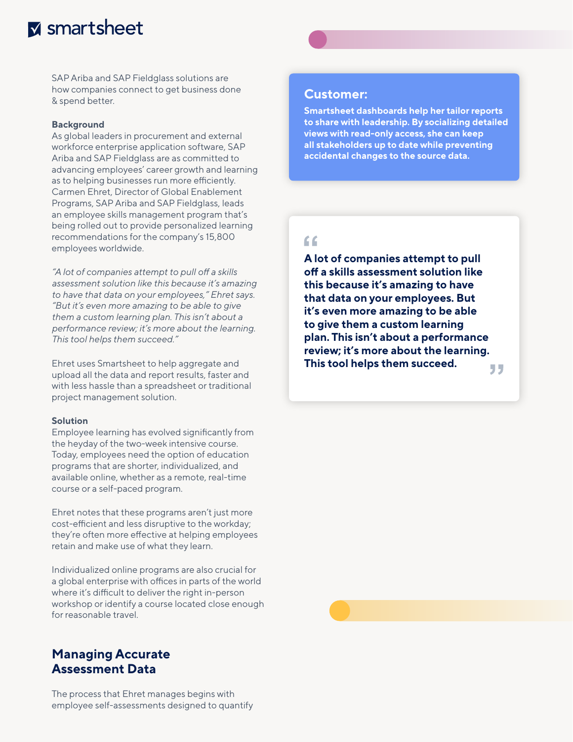SAP Ariba and SAP Fieldglass solutions are how companies connect to get business done & spend better.

**Background**

As global leaders in procurement and external workforce enterprise application software, SAP Ariba and SAP Fieldglass are as committed to advancing employees' career growth and learning as to helping businesses run more efficiently. Carmen Ehret, Director of Global Enablement Programs, SAP Ariba and SAP Fieldglass, leads an employee skills management program that's being rolled out to provide personalized learning recommendations for the company's 15,800 employees worldwide.

*"A lot of companies attempt to pull off a skills assessment solution like this because it's amazing to have that data on your employees," Ehret says. "But it's even more amazing to be able to give them a custom learning plan. This isn't about a performance review; it's more about the learning. This tool helps them succeed."*

Ehret uses Smartsheet to help aggregate and upload all the data and report results, faster and with less hassle than a spreadsheet or traditional project management solution.

**Solution**

Employee learning has evolved significantly from the heyday of the two-week intensive course. Today, employees need the option of education programs that are shorter, individualized, and available online, whether as a remote, real-time course or a self-paced program.

Ehret notes that these programs aren't just more cost-efficient and less disruptive to the workday; they're often more effective at helping employees retain and make use of what they learn.

Individualized online programs are also crucial for a global enterprise with offices in parts of the world where it's difficult to deliver the right in-person workshop or identify a course located close enough for reasonable travel.

## Customer:

**Smartsheet dashboards help her tailor reports to share with leadership. By socializing detailed views with read-only access, she can keep all stakeholders up to date while preventing accidental changes to the source data.**

> **"A lot of companies attempt to pull off a skills assessment solution like this because it's amazing to have that data on your employees. But it's even more amazing to be able to give them a custom learning plan. This isn't about a performance review; it's more about the learning. This tool helps them succeed."**

## Managing Accurate Assessment Data

The process that Ehret manages begins with employee self-assessments designed to quantify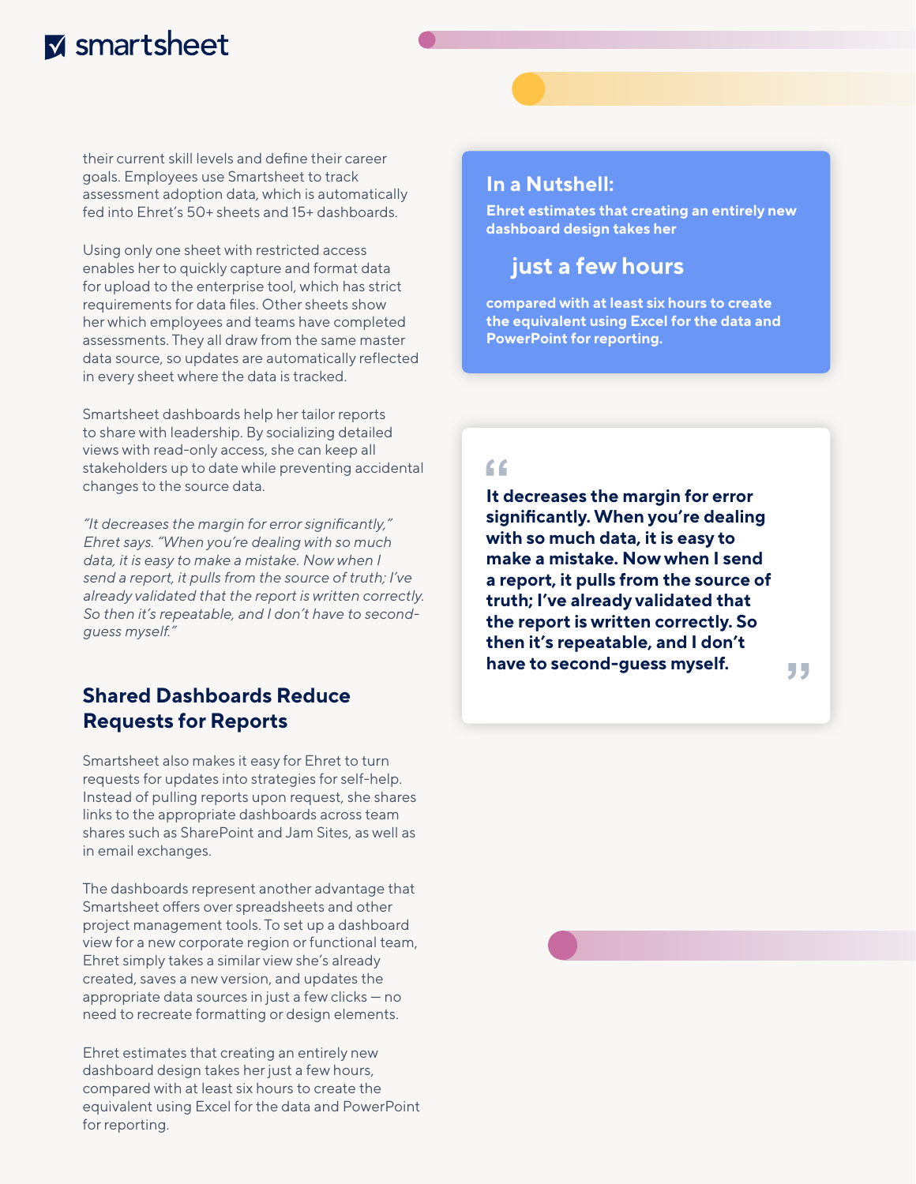their current skill levels and define their career goals. Employees use Smartsheet to track assessment adoption data, which is automatically fed into Ehret's 50+ sheets and 15+ dashboards.

Using only one sheet with restricted access enables her to quickly capture and format data for upload to the enterprise tool, which has strict requirements for data files. Other sheets show her which employees and teams have completed assessments. They all draw from the same master data source, so updates are automatically reflected in every sheet where the data is tracked.

Smartsheet dashboards help her tailor reports to share with leadership. By socializing detailed views with read-only access, she can keep all stakeholders up to date while preventing accidental changes to the source data.

*"It decreases the margin for error significantly," Ehret says. "When you're dealing with so much data, it is easy to make a mistake. Now when I send a report, it pulls from the source of truth; I've already validated that the report is written correctly. So then it's repeatable, and I don't have to second-guess myself."*

## Shared Dashboards Reduce Requests for Reports

Smartsheet also makes it easy for Ehret to turn requests for updates into strategies for self-help. Instead of pulling reports upon request, she shares links to the appropriate dashboards across team shares such as SharePoint and Jam Sites, as well as in email exchanges.

The dashboards represent another advantage that Smartsheet offers over spreadsheets and other project management tools. To set up a dashboard view for a new corporate region or functional team, Ehret simply takes a similar view she's already created, saves a new version, and updates the appropriate data sources in just a few clicks — no need to recreate formatting or design elements.

Ehret estimates that creating an entirely new dashboard design takes her just a few hours, compared with at least six hours to create the equivalent using Excel for the data and PowerPoint for reporting.

### In a Nutshell:

**Ehret estimates that creating an entirely new dashboard design takes her**

**just a few hours**

**compared with at least six hours to create the equivalent using Excel for the data and PowerPoint for reporting.**

> **"It decreases the margin for error significantly. When you're dealing with so much data, it is easy to make a mistake. Now when I send a report, it pulls from the source of truth; I've already validated that the report is written correctly. So then it's repeatable, and I don't have to second-guess myself."**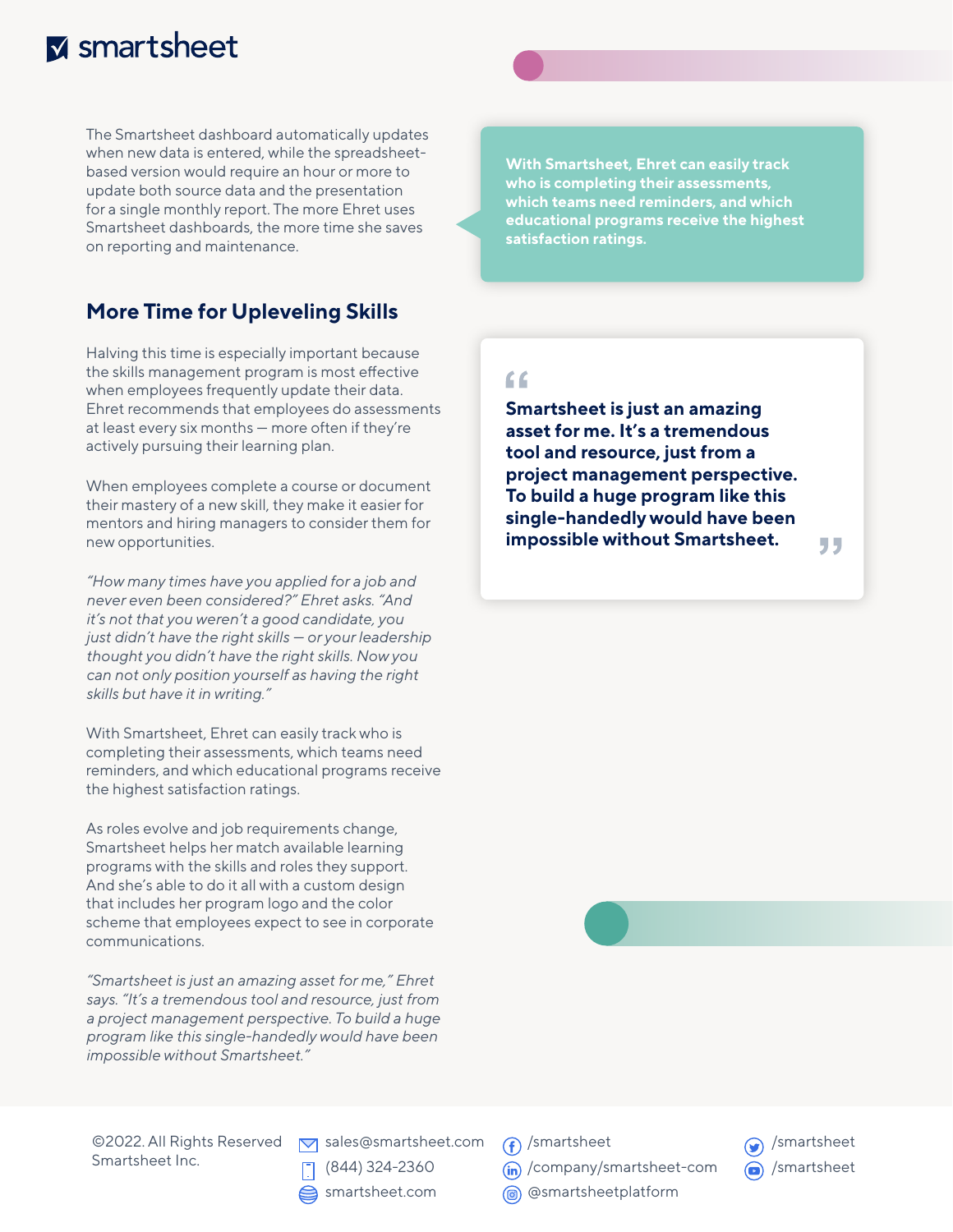The Smartsheet dashboard automatically updates when new data is entered, while the spreadsheet-based version would require an hour or more to update both source data and the presentation for a single monthly report. The more Ehret uses Smartsheet dashboards, the more time she saves on reporting and maintenance.

**With Smartsheet, Ehret can easily track who is completing their assessments, which teams need reminders, and which educational programs receive the highest satisfaction ratings.**

## More Time for Upleveling Skills

Halving this time is especially important because the skills management program is most effective when employees frequently update their data. Ehret recommends that employees do assessments at least every six months — more often if they're actively pursuing their learning plan.

When employees complete a course or document their mastery of a new skill, they make it easier for mentors and hiring managers to consider them for new opportunities.

*"How many times have you applied for a job and never even been considered?" Ehret asks. "And it's not that you weren't a good candidate, you just didn't have the right skills — or your leadership thought you didn't have the right skills. Now you can not only position yourself as having the right skills but have it in writing."*

With Smartsheet, Ehret can easily track who is completing their assessments, which teams need reminders, and which educational programs receive the highest satisfaction ratings.

As roles evolve and job requirements change, Smartsheet helps her match available learning programs with the skills and roles they support. And she's able to do it all with a custom design that includes her program logo and the color scheme that employees expect to see in corporate communications.

*"Smartsheet is just an amazing asset for me," Ehret says. "It's a tremendous tool and resource, just from a project management perspective. To build a huge program like this single-handedly would have been impossible without Smartsheet."*

> **"Smartsheet is just an amazing asset for me. It's a tremendous tool and resource, just from a project management perspective. To build a huge program like this single-handedly would have been impossible without Smartsheet."**

©2022. All Rights Reserved Smartsheet Inc.

sales@smartsheet.com
(844) 324-2360
smartsheet.com

/smartsheet
/company/smartsheet-com
@smartsheetplatform

/smartsheet
/smartsheet